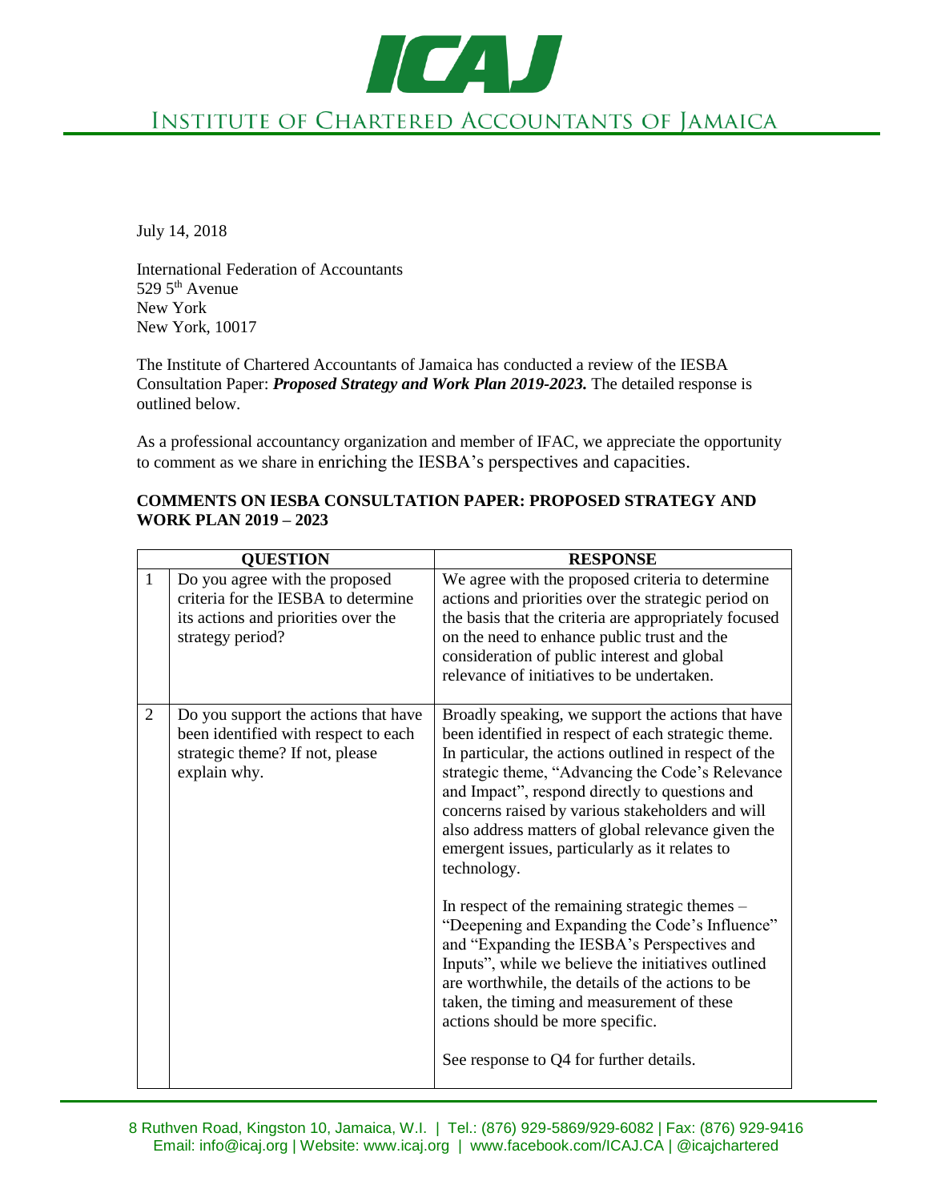# Institute of Chartered Accountants of Jamaica

July 14, 2018

International Federation of Accountants
529 5th Avenue
New York
New York, 10017

The Institute of Chartered Accountants of Jamaica has conducted a review of the IESBA Consultation Paper: ***Proposed Strategy and Work Plan 2019-2023.*** The detailed response is outlined below.

As a professional accountancy organization and member of IFAC, we appreciate the opportunity to comment as we share in enriching the IESBA's perspectives and capacities.

**COMMENTS ON IESBA CONSULTATION PAPER: PROPOSED STRATEGY AND WORK PLAN 2019 – 2023**

| QUESTION | | RESPONSE |
|---|---|---|
| 1 | Do you agree with the proposed criteria for the IESBA to determine its actions and priorities over the strategy period? | We agree with the proposed criteria to determine actions and priorities over the strategic period on the basis that the criteria are appropriately focused on the need to enhance public trust and the consideration of public interest and global relevance of initiatives to be undertaken. |
| 2 | Do you support the actions that have been identified with respect to each strategic theme? If not, please explain why. | Broadly speaking, we support the actions that have been identified in respect of each strategic theme. In particular, the actions outlined in respect of the strategic theme, "Advancing the Code's Relevance and Impact", respond directly to questions and concerns raised by various stakeholders and will also address matters of global relevance given the emergent issues, particularly as it relates to technology.<br><br>In respect of the remaining strategic themes – "Deepening and Expanding the Code's Influence" and "Expanding the IESBA's Perspectives and Inputs", while we believe the initiatives outlined are worthwhile, the details of the actions to be taken, the timing and measurement of these actions should be more specific.<br><br>See response to Q4 for further details. |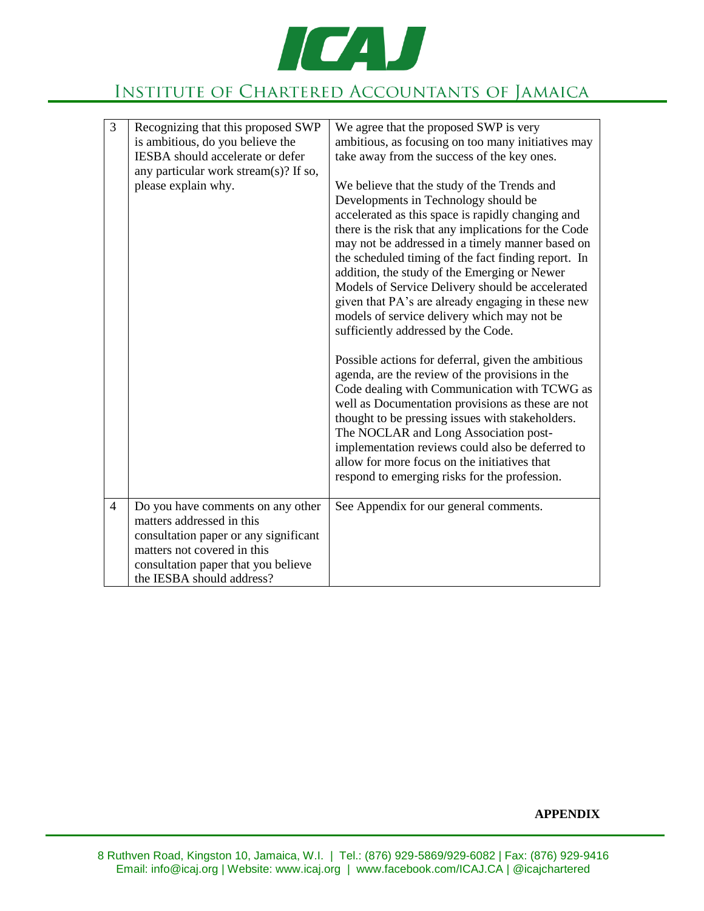| 3 | Recognizing that this proposed SWP is ambitious, do you believe the IESBA should accelerate or defer any particular work stream(s)? If so, please explain why. | We agree that the proposed SWP is very ambitious, as focusing on too many initiatives may take away from the success of the key ones.<br><br>We believe that the study of the Trends and Developments in Technology should be accelerated as this space is rapidly changing and there is the risk that any implications for the Code may not be addressed in a timely manner based on the scheduled timing of the fact finding report. In addition, the study of the Emerging or Newer Models of Service Delivery should be accelerated given that PA's are already engaging in these new models of service delivery which may not be sufficiently addressed by the Code.<br><br>Possible actions for deferral, given the ambitious agenda, are the review of the provisions in the Code dealing with Communication with TCWG as well as Documentation provisions as these are not thought to be pressing issues with stakeholders. The NOCLAR and Long Association post-implementation reviews could also be deferred to allow for more focus on the initiatives that respond to emerging risks for the profession. |
|---|---|---|
| 4 | Do you have comments on any other matters addressed in this consultation paper or any significant matters not covered in this consultation paper that you believe the IESBA should address? | See Appendix for our general comments. |

**APPENDIX**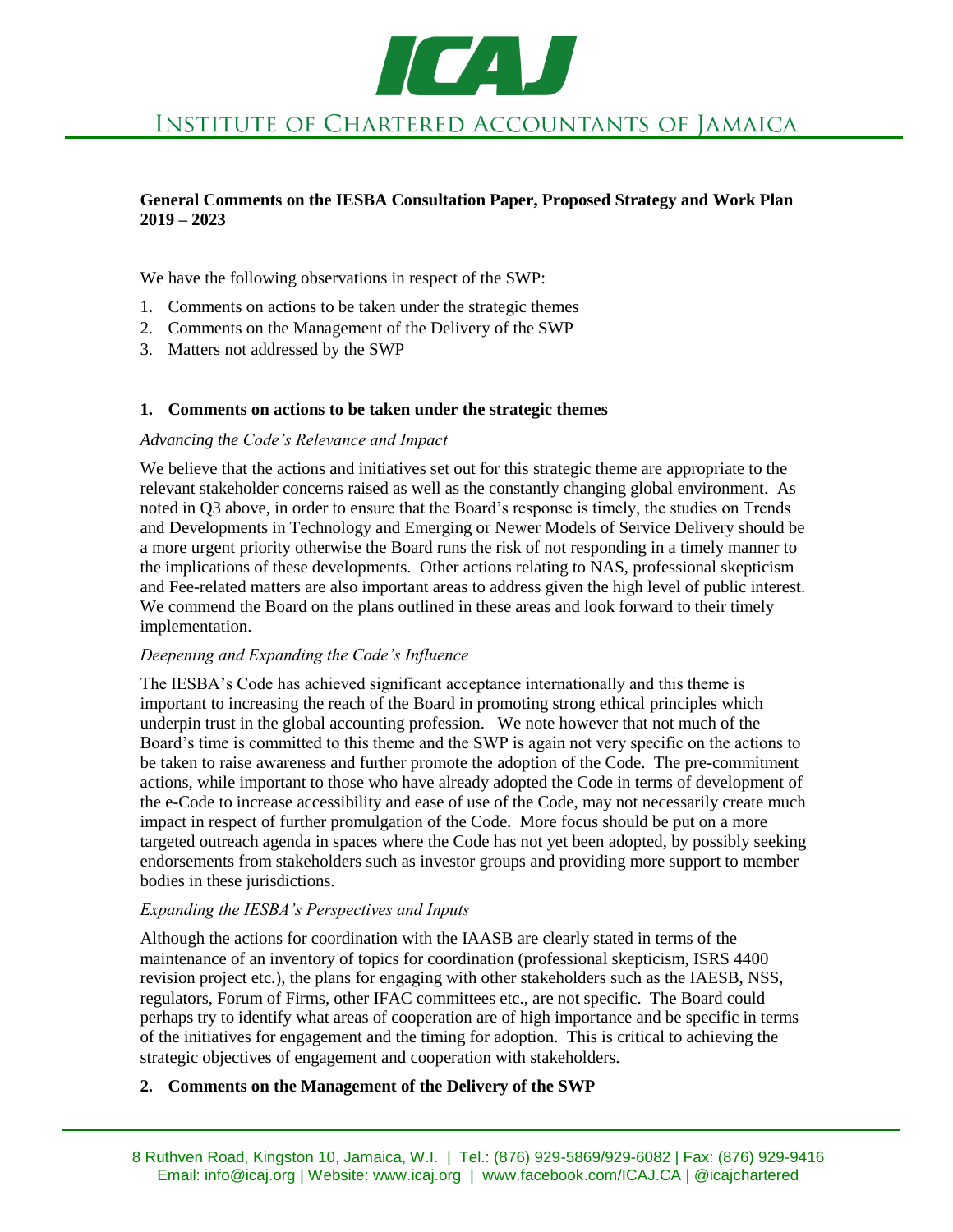**General Comments on the IESBA Consultation Paper, Proposed Strategy and Work Plan 2019 – 2023**

We have the following observations in respect of the SWP:

1. Comments on actions to be taken under the strategic themes
2. Comments on the Management of the Delivery of the SWP
3. Matters not addressed by the SWP

## 1. Comments on actions to be taken under the strategic themes

*Advancing the Code's Relevance and Impact*

We believe that the actions and initiatives set out for this strategic theme are appropriate to the relevant stakeholder concerns raised as well as the constantly changing global environment. As noted in Q3 above, in order to ensure that the Board's response is timely, the studies on Trends and Developments in Technology and Emerging or Newer Models of Service Delivery should be a more urgent priority otherwise the Board runs the risk of not responding in a timely manner to the implications of these developments. Other actions relating to NAS, professional skepticism and Fee-related matters are also important areas to address given the high level of public interest. We commend the Board on the plans outlined in these areas and look forward to their timely implementation.

*Deepening and Expanding the Code's Influence*

The IESBA's Code has achieved significant acceptance internationally and this theme is important to increasing the reach of the Board in promoting strong ethical principles which underpin trust in the global accounting profession. We note however that not much of the Board's time is committed to this theme and the SWP is again not very specific on the actions to be taken to raise awareness and further promote the adoption of the Code. The pre-commitment actions, while important to those who have already adopted the Code in terms of development of the e-Code to increase accessibility and ease of use of the Code, may not necessarily create much impact in respect of further promulgation of the Code. More focus should be put on a more targeted outreach agenda in spaces where the Code has not yet been adopted, by possibly seeking endorsements from stakeholders such as investor groups and providing more support to member bodies in these jurisdictions.

*Expanding the IESBA's Perspectives and Inputs*

Although the actions for coordination with the IAASB are clearly stated in terms of the maintenance of an inventory of topics for coordination (professional skepticism, ISRS 4400 revision project etc.), the plans for engaging with other stakeholders such as the IAESB, NSS, regulators, Forum of Firms, other IFAC committees etc., are not specific. The Board could perhaps try to identify what areas of cooperation are of high importance and be specific in terms of the initiatives for engagement and the timing for adoption. This is critical to achieving the strategic objectives of engagement and cooperation with stakeholders.

## 2. Comments on the Management of the Delivery of the SWP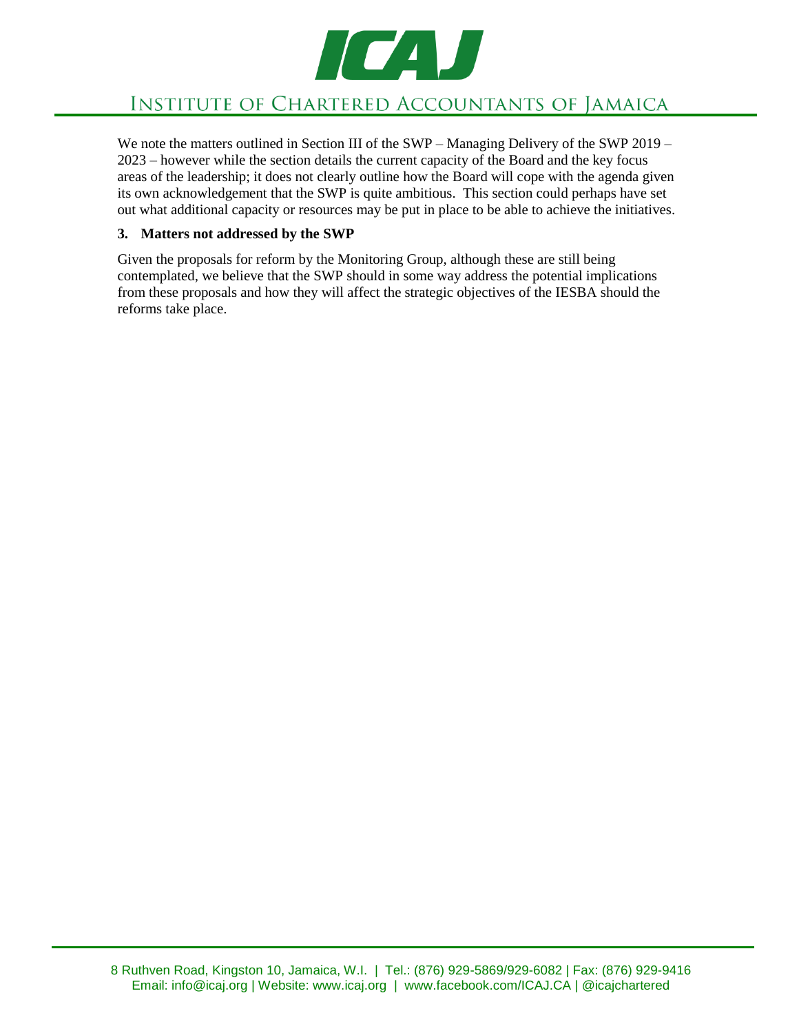We note the matters outlined in Section III of the SWP – Managing Delivery of the SWP 2019 – 2023 – however while the section details the current capacity of the Board and the key focus areas of the leadership; it does not clearly outline how the Board will cope with the agenda given its own acknowledgement that the SWP is quite ambitious. This section could perhaps have set out what additional capacity or resources may be put in place to be able to achieve the initiatives.

**3. Matters not addressed by the SWP**

Given the proposals for reform by the Monitoring Group, although these are still being contemplated, we believe that the SWP should in some way address the potential implications from these proposals and how they will affect the strategic objectives of the IESBA should the reforms take place.